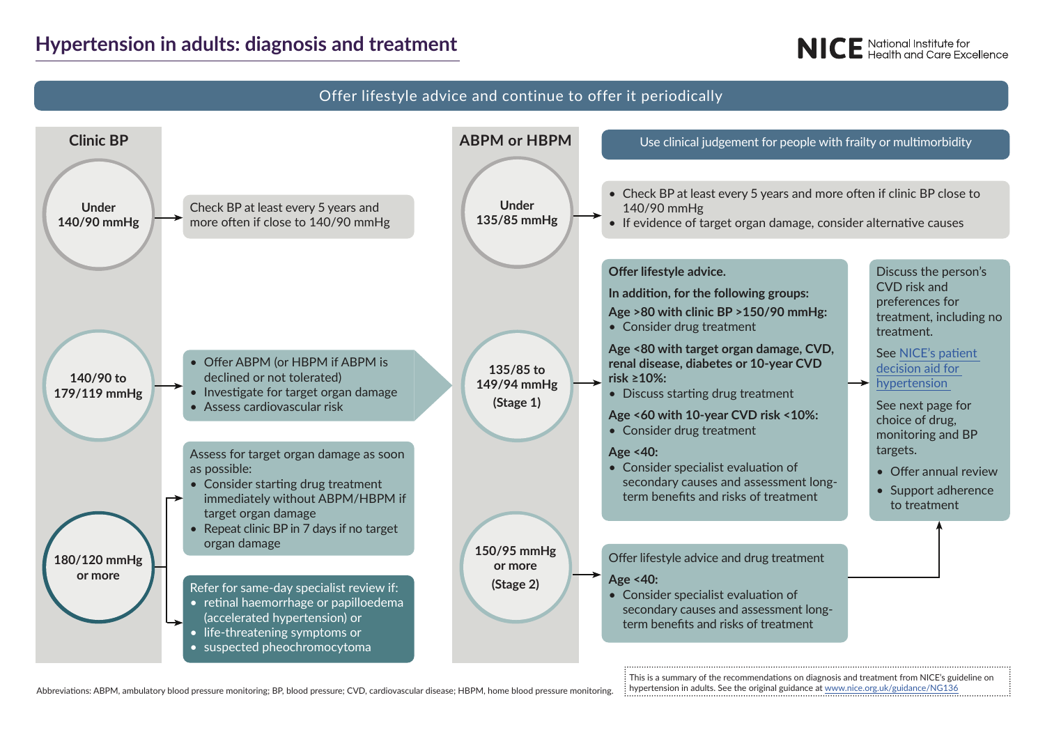# Hypertension in adults: diagnosis and treatment

NICE National Institute for Health and Care Excellence

Offer lifestyle advice and continue to offer it periodically

## Clinic BP

### Under 140/90 mmHg

Check BP at least every 5 years and more often if close to 140/90 mmHg

### 140/90 to 179/119 mmHg

- Offer ABPM (or HBPM if ABPM is declined or not tolerated)
- Investigate for target organ damage
- Assess cardiovascular risk

### 180/120 mmHg or more

Assess for target organ damage as soon as possible:

- Consider starting drug treatment immediately without ABPM/HBPM if target organ damage
- Repeat clinic BP in 7 days if no target organ damage

Refer for same-day specialist review if:

- retinal haemorrhage or papilloedema (accelerated hypertension) or
- life-threatening symptoms or
- suspected pheochromocytoma

## ABPM or HBPM

Use clinical judgement for people with frailty or multimorbidity

### Under 135/85 mmHg

- Check BP at least every 5 years and more often if clinic BP close to 140/90 mmHg
- If evidence of target organ damage, consider alternative causes

### 135/85 to 149/94 mmHg (Stage 1)

**Offer lifestyle advice.**

**In addition, for the following groups:**

**Age >80 with clinic BP >150/90 mmHg:**

- Consider drug treatment

**Age <80 with target organ damage, CVD, renal disease, diabetes or 10-year CVD risk ≥10%:**

- Discuss starting drug treatment

**Age <60 with 10-year CVD risk <10%:**

- Consider drug treatment

**Age <40:**

- Consider specialist evaluation of secondary causes and assessment long-term benefits and risks of treatment

### 150/95 mmHg or more (Stage 2)

Offer lifestyle advice and drug treatment

**Age <40:**

- Consider specialist evaluation of secondary causes and assessment long-term benefits and risks of treatment

---

Discuss the person's CVD risk and preferences for treatment, including no treatment.

See NICE's patient decision aid for hypertension

See next page for choice of drug, monitoring and BP targets.

- Offer annual review
- Support adherence to treatment

Abbreviations: ABPM, ambulatory blood pressure monitoring; BP, blood pressure; CVD, cardiovascular disease; HBPM, home blood pressure monitoring.

This is a summary of the recommendations on diagnosis and treatment from NICE's guideline on hypertension in adults. See the original guidance at www.nice.org.uk/guidance/NG136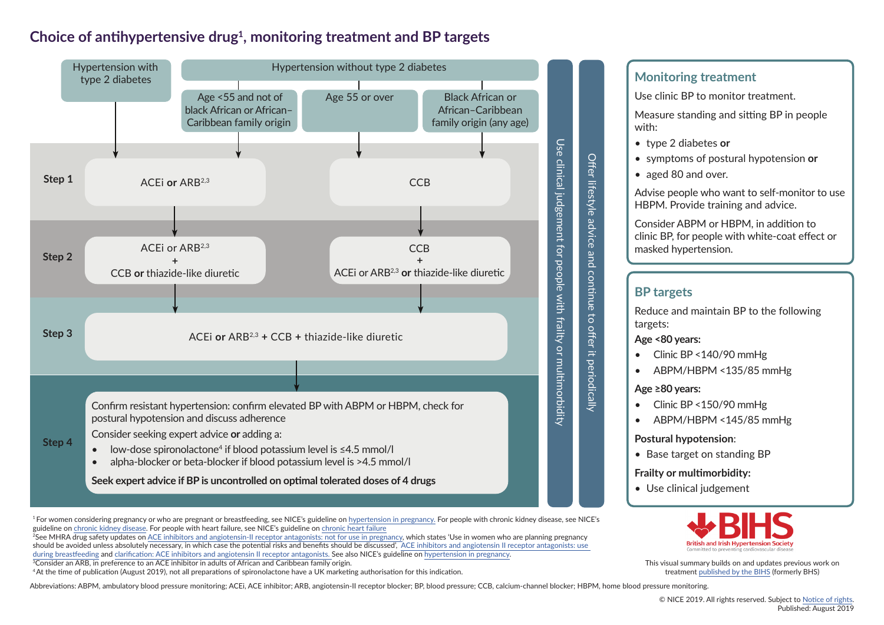## Choice of antihypertensive drug[1], monitoring treatment and BP targets

**Hypertension with type 2 diabetes**

**Hypertension without type 2 diabetes**
- Age <55 and not of black African or African–Caribbean family origin
- Age 55 or over
- Black African or African–Caribbean family origin (any age)

**Step 1**
- Hypertension with type 2 diabetes; or age <55 and not of black African or African–Caribbean family origin: ACEi **or** ARB[2,3]
- Age 55 or over; or black African or African–Caribbean family origin (any age): CCB

**Step 2**
- ACEi or ARB[2,3] + CCB **or** thiazide-like diuretic
- CCB + ACEi or ARB[2,3] **or** thiazide-like diuretic

**Step 3**

ACEi **or** ARB[2,3] + CCB + thiazide-like diuretic

**Step 4**

Confirm resistant hypertension: confirm elevated BP with ABPM or HBPM, check for postural hypotension and discuss adherence

Consider seeking expert advice **or** adding a:

- low-dose spironolactone[4] if blood potassium level is ≤4.5 mmol/l
- alpha-blocker or beta-blocker if blood potassium level is >4.5 mmol/l

**Seek expert advice if BP is uncontrolled on optimal tolerated doses of 4 drugs**

Use clinical judgement for people with frailty or multimorbidity

Offer lifestyle advice and continue to offer it periodically

### Monitoring treatment

Use clinic BP to monitor treatment.

Measure standing and sitting BP in people with:

- type 2 diabetes **or**
- symptoms of postural hypotension **or**
- aged 80 and over.

Advise people who want to self-monitor to use HBPM. Provide training and advice.

Consider ABPM or HBPM, in addition to clinic BP, for people with white-coat effect or masked hypertension.

### BP targets

Reduce and maintain BP to the following targets:

**Age <80 years:**

- Clinic BP <140/90 mmHg
- ABPM/HBPM <135/85 mmHg

**Age ≥80 years:**

- Clinic BP <150/90 mmHg
- ABPM/HBPM <145/85 mmHg

**Postural hypotension**:

- Base target on standing BP

**Frailty or multimorbidity:**

- Use clinical judgement

[1] For women considering pregnancy or who are pregnant or breastfeeding, see NICE's guideline on hypertension in pregnancy. For people with chronic kidney disease, see NICE's guideline on chronic kidney disease. For people with heart failure, see NICE's guideline on chronic heart failure

[2] See MHRA drug safety updates on ACE inhibitors and angiotensin-II receptor antagonists: not for use in pregnancy, which states 'Use in women who are planning pregnancy should be avoided unless absolutely necessary, in which case the potential risks and benefits should be discussed', ACE inhibitors and angiotensin II receptor antagonists: use during breastfeeding and clarification: ACE inhibitors and angiotensin II receptor antagonists. See also NICE's guideline on hypertension in pregnancy.

[3] Consider an ARB, in preference to an ACE inhibitor in adults of African and Caribbean family origin.

[4] At the time of publication (August 2019), not all preparations of spironolactone have a UK marketing authorisation for this indication.

BIHS – British and Irish Hypertension Society – Committed to preventing cardiovascular disease

This visual summary builds on and updates previous work on treatment published by the BIHS (formerly BHS)

Abbreviations: ABPM, ambulatory blood pressure monitoring; ACEi, ACE inhibitor; ARB, angiotensin-II receptor blocker; BP, blood pressure; CCB, calcium-channel blocker; HBPM, home blood pressure monitoring.

© NICE 2019. All rights reserved. Subject to Notice of rights.
Published: August 2019